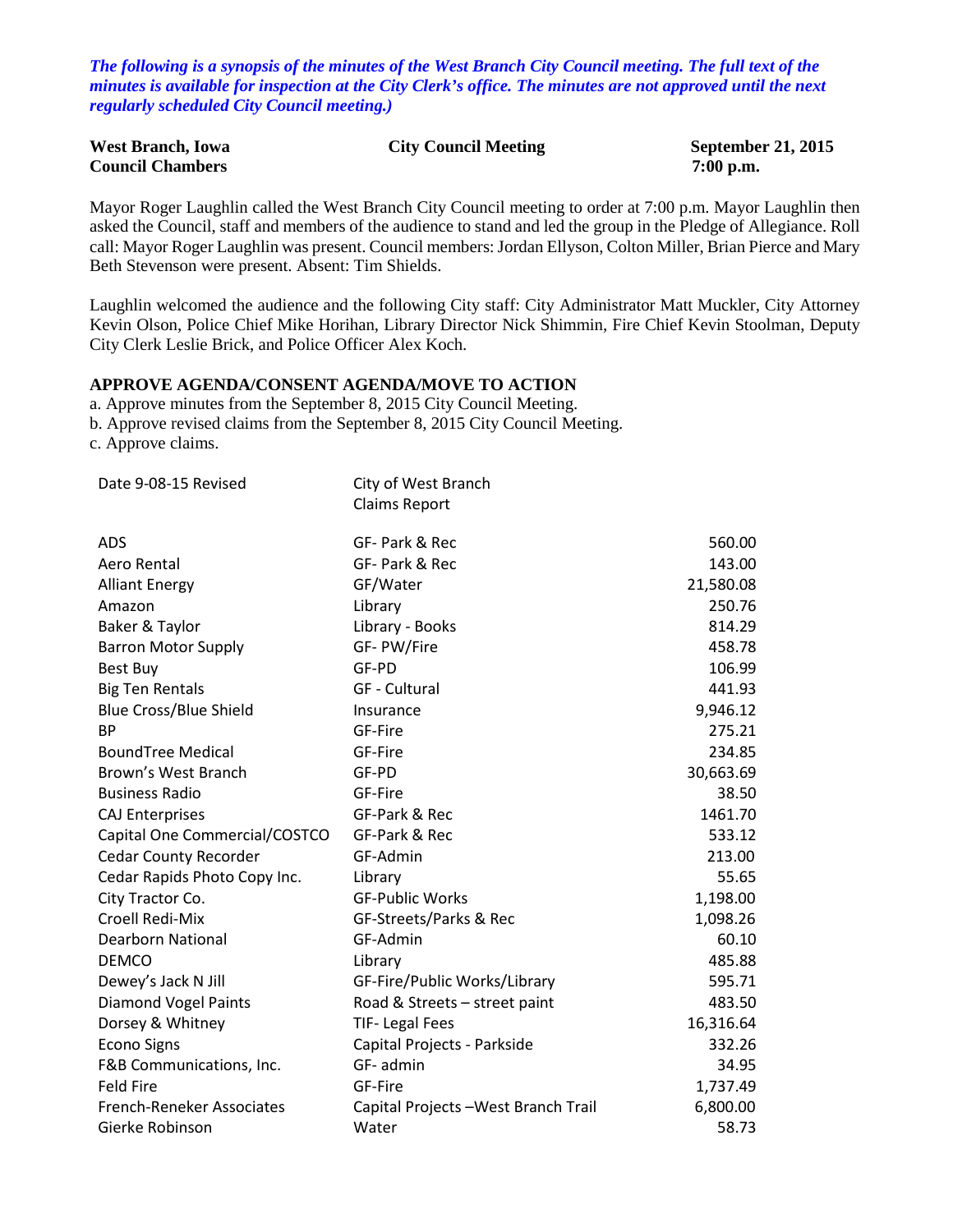*The following is a synopsis of the minutes of the West Branch City Council meeting. The full text of the minutes is available for inspection at the City Clerk's office. The minutes are not approved until the next regularly scheduled City Council meeting.)*

| **West Branch, Iowa** | **City Council Meeting** | **September 21, 2015** |
|---|---|---|
| **Council Chambers** | | **7:00 p.m.** |

Mayor Roger Laughlin called the West Branch City Council meeting to order at 7:00 p.m. Mayor Laughlin then asked the Council, staff and members of the audience to stand and led the group in the Pledge of Allegiance. Roll call: Mayor Roger Laughlin was present. Council members: Jordan Ellyson, Colton Miller, Brian Pierce and Mary Beth Stevenson were present. Absent: Tim Shields.

Laughlin welcomed the audience and the following City staff: City Administrator Matt Muckler, City Attorney Kevin Olson, Police Chief Mike Horihan, Library Director Nick Shimmin, Fire Chief Kevin Stoolman, Deputy City Clerk Leslie Brick, and Police Officer Alex Koch.

**APPROVE AGENDA/CONSENT AGENDA/MOVE TO ACTION**

a. Approve minutes from the September 8, 2015 City Council Meeting.
b. Approve revised claims from the September 8, 2015 City Council Meeting.
c. Approve claims.

| Date 9-08-15 Revised | City of West Branch Claims Report | |
|---|---|---|
| ADS | GF- Park & Rec | 560.00 |
| Aero Rental | GF- Park & Rec | 143.00 |
| Alliant Energy | GF/Water | 21,580.08 |
| Amazon | Library | 250.76 |
| Baker & Taylor | Library - Books | 814.29 |
| Barron Motor Supply | GF- PW/Fire | 458.78 |
| Best Buy | GF-PD | 106.99 |
| Big Ten Rentals | GF - Cultural | 441.93 |
| Blue Cross/Blue Shield | Insurance | 9,946.12 |
| BP | GF-Fire | 275.21 |
| BoundTree Medical | GF-Fire | 234.85 |
| Brown's West Branch | GF-PD | 30,663.69 |
| Business Radio | GF-Fire | 38.50 |
| CAJ Enterprises | GF-Park & Rec | 1461.70 |
| Capital One Commercial/COSTCO | GF-Park & Rec | 533.12 |
| Cedar County Recorder | GF-Admin | 213.00 |
| Cedar Rapids Photo Copy Inc. | Library | 55.65 |
| City Tractor Co. | GF-Public Works | 1,198.00 |
| Croell Redi-Mix | GF-Streets/Parks & Rec | 1,098.26 |
| Dearborn National | GF-Admin | 60.10 |
| DEMCO | Library | 485.88 |
| Dewey's Jack N Jill | GF-Fire/Public Works/Library | 595.71 |
| Diamond Vogel Paints | Road & Streets – street paint | 483.50 |
| Dorsey & Whitney | TIF- Legal Fees | 16,316.64 |
| Econo Signs | Capital Projects - Parkside | 332.26 |
| F&B Communications, Inc. | GF- admin | 34.95 |
| Feld Fire | GF-Fire | 1,737.49 |
| French-Reneker Associates | Capital Projects –West Branch Trail | 6,800.00 |
| Gierke Robinson | Water | 58.73 |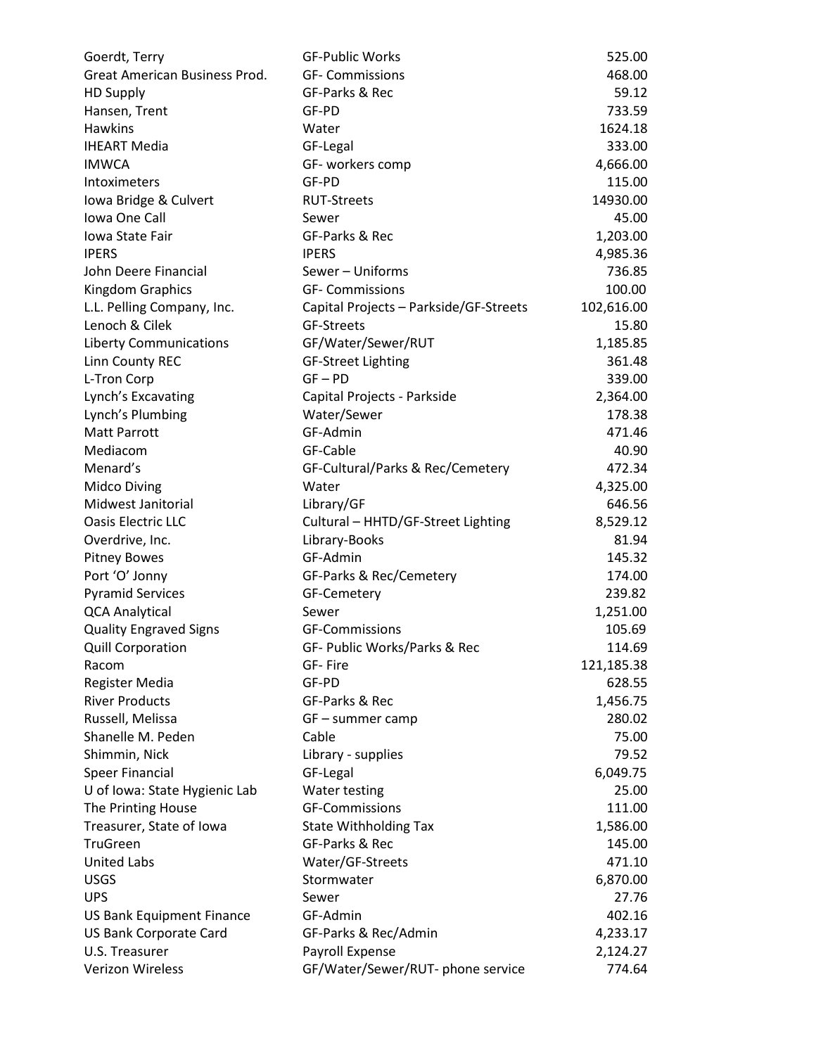| | | |
|---|---|---|
| Goerdt, Terry | GF-Public Works | 525.00 |
| Great American Business Prod. | GF- Commissions | 468.00 |
| HD Supply | GF-Parks & Rec | 59.12 |
| Hansen, Trent | GF-PD | 733.59 |
| Hawkins | Water | 1624.18 |
| IHEART Media | GF-Legal | 333.00 |
| IMWCA | GF- workers comp | 4,666.00 |
| Intoximeters | GF-PD | 115.00 |
| Iowa Bridge & Culvert | RUT-Streets | 14930.00 |
| Iowa One Call | Sewer | 45.00 |
| Iowa State Fair | GF-Parks & Rec | 1,203.00 |
| IPERS | IPERS | 4,985.36 |
| John Deere Financial | Sewer – Uniforms | 736.85 |
| Kingdom Graphics | GF- Commissions | 100.00 |
| L.L. Pelling Company, Inc. | Capital Projects – Parkside/GF-Streets | 102,616.00 |
| Lenoch & Cilek | GF-Streets | 15.80 |
| Liberty Communications | GF/Water/Sewer/RUT | 1,185.85 |
| Linn County REC | GF-Street Lighting | 361.48 |
| L-Tron Corp | GF – PD | 339.00 |
| Lynch's Excavating | Capital Projects - Parkside | 2,364.00 |
| Lynch's Plumbing | Water/Sewer | 178.38 |
| Matt Parrott | GF-Admin | 471.46 |
| Mediacom | GF-Cable | 40.90 |
| Menard's | GF-Cultural/Parks & Rec/Cemetery | 472.34 |
| Midco Diving | Water | 4,325.00 |
| Midwest Janitorial | Library/GF | 646.56 |
| Oasis Electric LLC | Cultural – HHTD/GF-Street Lighting | 8,529.12 |
| Overdrive, Inc. | Library-Books | 81.94 |
| Pitney Bowes | GF-Admin | 145.32 |
| Port 'O' Jonny | GF-Parks & Rec/Cemetery | 174.00 |
| Pyramid Services | GF-Cemetery | 239.82 |
| QCA Analytical | Sewer | 1,251.00 |
| Quality Engraved Signs | GF-Commissions | 105.69 |
| Quill Corporation | GF- Public Works/Parks & Rec | 114.69 |
| Racom | GF- Fire | 121,185.38 |
| Register Media | GF-PD | 628.55 |
| River Products | GF-Parks & Rec | 1,456.75 |
| Russell, Melissa | GF – summer camp | 280.02 |
| Shanelle M. Peden | Cable | 75.00 |
| Shimmin, Nick | Library - supplies | 79.52 |
| Speer Financial | GF-Legal | 6,049.75 |
| U of Iowa: State Hygienic Lab | Water testing | 25.00 |
| The Printing House | GF-Commissions | 111.00 |
| Treasurer, State of Iowa | State Withholding Tax | 1,586.00 |
| TruGreen | GF-Parks & Rec | 145.00 |
| United Labs | Water/GF-Streets | 471.10 |
| USGS | Stormwater | 6,870.00 |
| UPS | Sewer | 27.76 |
| US Bank Equipment Finance | GF-Admin | 402.16 |
| US Bank Corporate Card | GF-Parks & Rec/Admin | 4,233.17 |
| U.S. Treasurer | Payroll Expense | 2,124.27 |
| Verizon Wireless | GF/Water/Sewer/RUT- phone service | 774.64 |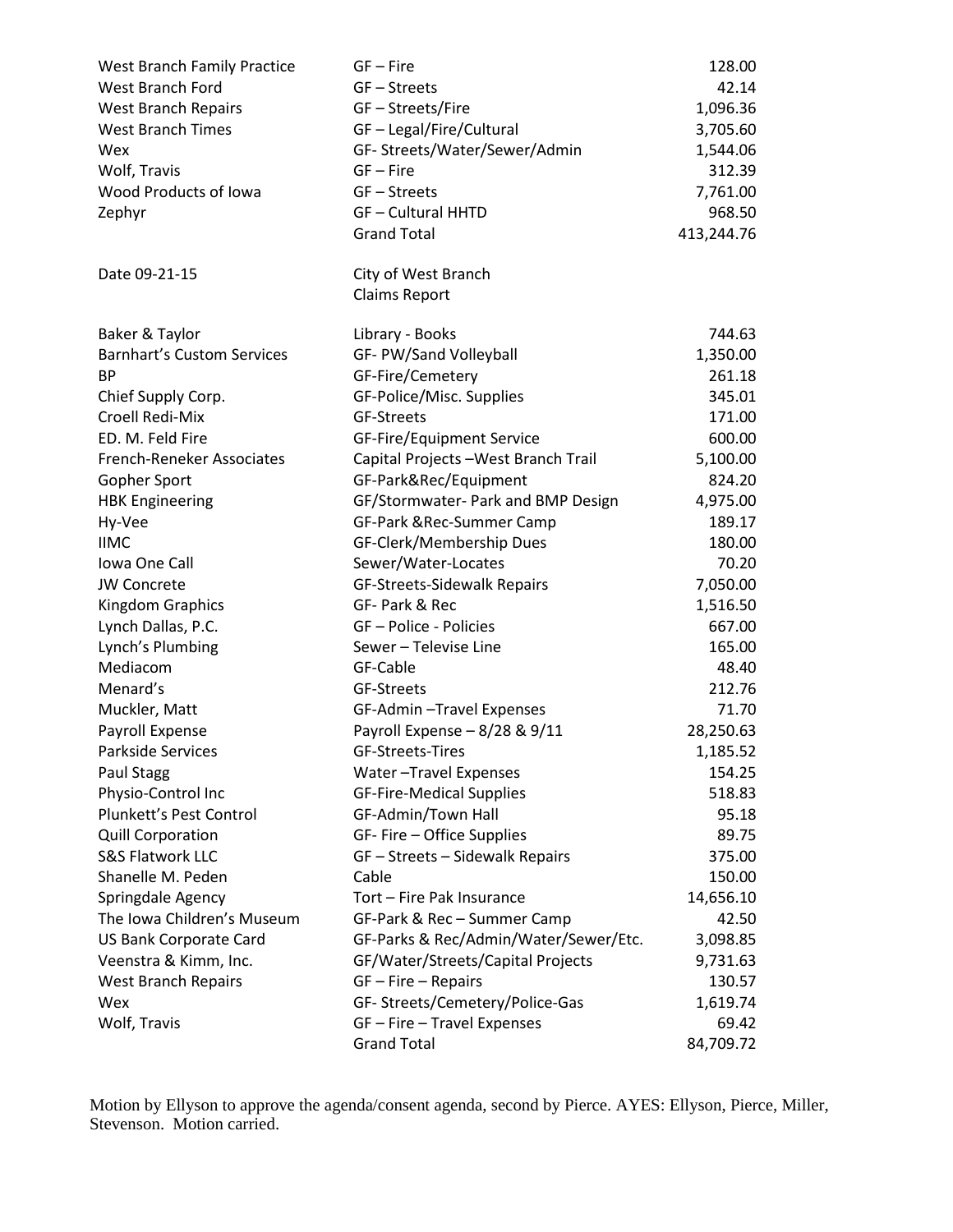| | | |
|---|---|---|
| West Branch Family Practice | GF – Fire | 128.00 |
| West Branch Ford | GF – Streets | 42.14 |
| West Branch Repairs | GF – Streets/Fire | 1,096.36 |
| West Branch Times | GF – Legal/Fire/Cultural | 3,705.60 |
| Wex | GF- Streets/Water/Sewer/Admin | 1,544.06 |
| Wolf, Travis | GF – Fire | 312.39 |
| Wood Products of Iowa | GF – Streets | 7,761.00 |
| Zephyr | GF – Cultural HHTD | 968.50 |
| | Grand Total | 413,244.76 |

Date 09-21-15 City of West Branch
Claims Report

| | | |
|---|---|---|
| Baker & Taylor | Library - Books | 744.63 |
| Barnhart's Custom Services | GF- PW/Sand Volleyball | 1,350.00 |
| BP | GF-Fire/Cemetery | 261.18 |
| Chief Supply Corp. | GF-Police/Misc. Supplies | 345.01 |
| Croell Redi-Mix | GF-Streets | 171.00 |
| ED. M. Feld Fire | GF-Fire/Equipment Service | 600.00 |
| French-Reneker Associates | Capital Projects –West Branch Trail | 5,100.00 |
| Gopher Sport | GF-Park&Rec/Equipment | 824.20 |
| HBK Engineering | GF/Stormwater- Park and BMP Design | 4,975.00 |
| Hy-Vee | GF-Park &Rec-Summer Camp | 189.17 |
| IIMC | GF-Clerk/Membership Dues | 180.00 |
| Iowa One Call | Sewer/Water-Locates | 70.20 |
| JW Concrete | GF-Streets-Sidewalk Repairs | 7,050.00 |
| Kingdom Graphics | GF- Park & Rec | 1,516.50 |
| Lynch Dallas, P.C. | GF – Police - Policies | 667.00 |
| Lynch's Plumbing | Sewer – Televise Line | 165.00 |
| Mediacom | GF-Cable | 48.40 |
| Menard's | GF-Streets | 212.76 |
| Muckler, Matt | GF-Admin –Travel Expenses | 71.70 |
| Payroll Expense | Payroll Expense – 8/28 & 9/11 | 28,250.63 |
| Parkside Services | GF-Streets-Tires | 1,185.52 |
| Paul Stagg | Water –Travel Expenses | 154.25 |
| Physio-Control Inc | GF-Fire-Medical Supplies | 518.83 |
| Plunkett's Pest Control | GF-Admin/Town Hall | 95.18 |
| Quill Corporation | GF- Fire – Office Supplies | 89.75 |
| S&S Flatwork LLC | GF – Streets – Sidewalk Repairs | 375.00 |
| Shanelle M. Peden | Cable | 150.00 |
| Springdale Agency | Tort – Fire Pak Insurance | 14,656.10 |
| The Iowa Children's Museum | GF-Park & Rec – Summer Camp | 42.50 |
| US Bank Corporate Card | GF-Parks & Rec/Admin/Water/Sewer/Etc. | 3,098.85 |
| Veenstra & Kimm, Inc. | GF/Water/Streets/Capital Projects | 9,731.63 |
| West Branch Repairs | GF – Fire – Repairs | 130.57 |
| Wex | GF- Streets/Cemetery/Police-Gas | 1,619.74 |
| Wolf, Travis | GF – Fire – Travel Expenses | 69.42 |
| | Grand Total | 84,709.72 |

Motion by Ellyson to approve the agenda/consent agenda, second by Pierce. AYES: Ellyson, Pierce, Miller, Stevenson. Motion carried.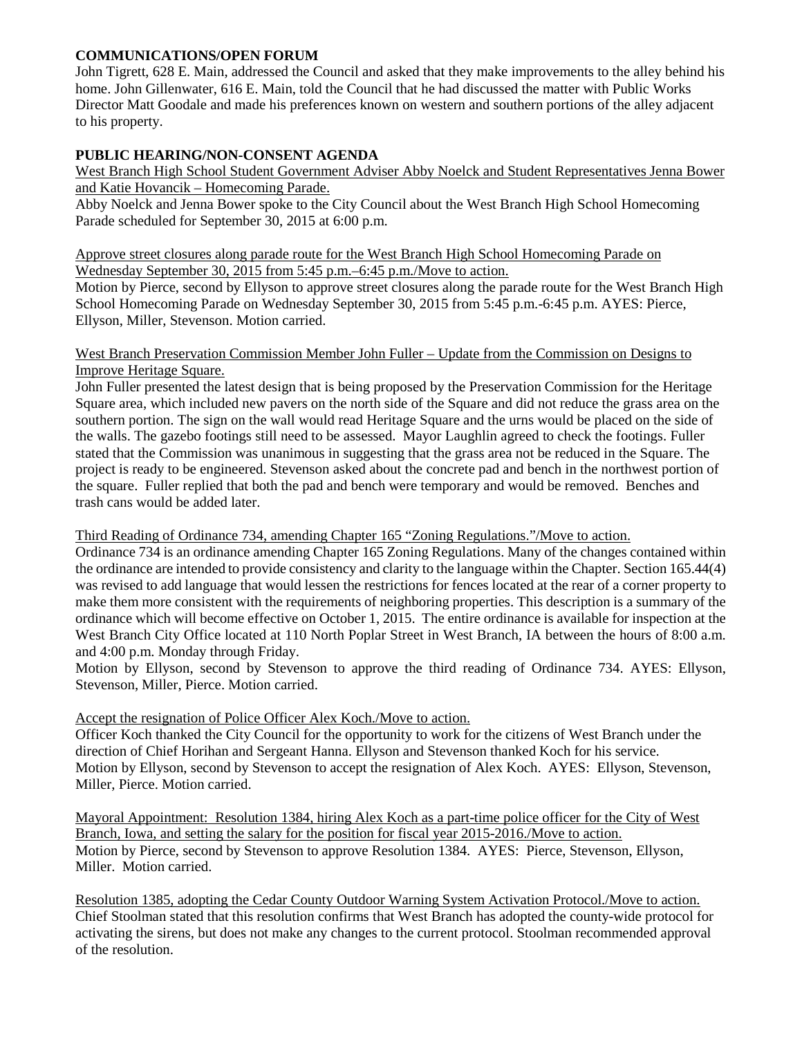**COMMUNICATIONS/OPEN FORUM**

John Tigrett, 628 E. Main, addressed the Council and asked that they make improvements to the alley behind his home. John Gillenwater, 616 E. Main, told the Council that he had discussed the matter with Public Works Director Matt Goodale and made his preferences known on western and southern portions of the alley adjacent to his property.

**PUBLIC HEARING/NON-CONSENT AGENDA**

West Branch High School Student Government Adviser Abby Noelck and Student Representatives Jenna Bower and Katie Hovancik – Homecoming Parade.

Abby Noelck and Jenna Bower spoke to the City Council about the West Branch High School Homecoming Parade scheduled for September 30, 2015 at 6:00 p.m.

Approve street closures along parade route for the West Branch High School Homecoming Parade on Wednesday September 30, 2015 from 5:45 p.m.–6:45 p.m./Move to action.

Motion by Pierce, second by Ellyson to approve street closures along the parade route for the West Branch High School Homecoming Parade on Wednesday September 30, 2015 from 5:45 p.m.-6:45 p.m. AYES: Pierce, Ellyson, Miller, Stevenson. Motion carried.

West Branch Preservation Commission Member John Fuller – Update from the Commission on Designs to Improve Heritage Square.

John Fuller presented the latest design that is being proposed by the Preservation Commission for the Heritage Square area, which included new pavers on the north side of the Square and did not reduce the grass area on the southern portion. The sign on the wall would read Heritage Square and the urns would be placed on the side of the walls. The gazebo footings still need to be assessed. Mayor Laughlin agreed to check the footings. Fuller stated that the Commission was unanimous in suggesting that the grass area not be reduced in the Square. The project is ready to be engineered. Stevenson asked about the concrete pad and bench in the northwest portion of the square. Fuller replied that both the pad and bench were temporary and would be removed. Benches and trash cans would be added later.

Third Reading of Ordinance 734, amending Chapter 165 "Zoning Regulations."/Move to action.

Ordinance 734 is an ordinance amending Chapter 165 Zoning Regulations. Many of the changes contained within the ordinance are intended to provide consistency and clarity to the language within the Chapter. Section 165.44(4) was revised to add language that would lessen the restrictions for fences located at the rear of a corner property to make them more consistent with the requirements of neighboring properties. This description is a summary of the ordinance which will become effective on October 1, 2015. The entire ordinance is available for inspection at the West Branch City Office located at 110 North Poplar Street in West Branch, IA between the hours of 8:00 a.m. and 4:00 p.m. Monday through Friday.

Motion by Ellyson, second by Stevenson to approve the third reading of Ordinance 734. AYES: Ellyson, Stevenson, Miller, Pierce. Motion carried.

Accept the resignation of Police Officer Alex Koch./Move to action.

Officer Koch thanked the City Council for the opportunity to work for the citizens of West Branch under the direction of Chief Horihan and Sergeant Hanna. Ellyson and Stevenson thanked Koch for his service.

Motion by Ellyson, second by Stevenson to accept the resignation of Alex Koch. AYES: Ellyson, Stevenson, Miller, Pierce. Motion carried.

Mayoral Appointment: Resolution 1384, hiring Alex Koch as a part-time police officer for the City of West Branch, Iowa, and setting the salary for the position for fiscal year 2015-2016./Move to action.

Motion by Pierce, second by Stevenson to approve Resolution 1384. AYES: Pierce, Stevenson, Ellyson, Miller. Motion carried.

Resolution 1385, adopting the Cedar County Outdoor Warning System Activation Protocol./Move to action.

Chief Stoolman stated that this resolution confirms that West Branch has adopted the county-wide protocol for activating the sirens, but does not make any changes to the current protocol. Stoolman recommended approval of the resolution.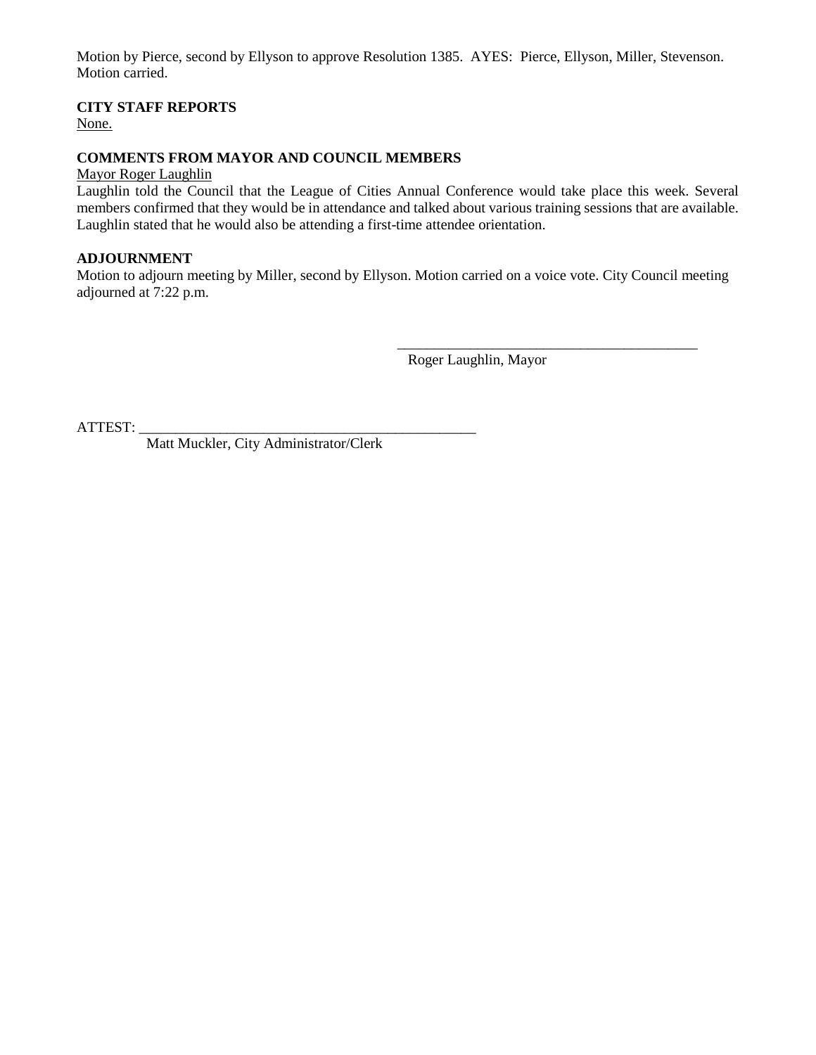Motion by Pierce, second by Ellyson to approve Resolution 1385. AYES: Pierce, Ellyson, Miller, Stevenson. Motion carried.

**CITY STAFF REPORTS**

None.

**COMMENTS FROM MAYOR AND COUNCIL MEMBERS**

Mayor Roger Laughlin

Laughlin told the Council that the League of Cities Annual Conference would take place this week. Several members confirmed that they would be in attendance and talked about various training sessions that are available. Laughlin stated that he would also be attending a first-time attendee orientation.

**ADJOURNMENT**

Motion to adjourn meeting by Miller, second by Ellyson. Motion carried on a voice vote. City Council meeting adjourned at 7:22 p.m.

\_\_\_\_\_\_\_\_\_\_\_\_\_\_\_\_\_\_\_\_\_\_\_\_\_\_\_\_\_\_\_\_\_\_\_\_\_\_\_\_\_\_
Roger Laughlin, Mayor

ATTEST: \_\_\_\_\_\_\_\_\_\_\_\_\_\_\_\_\_\_\_\_\_\_\_\_\_\_\_\_\_\_\_\_\_\_\_\_\_\_\_\_\_\_\_\_\_\_\_
Matt Muckler, City Administrator/Clerk